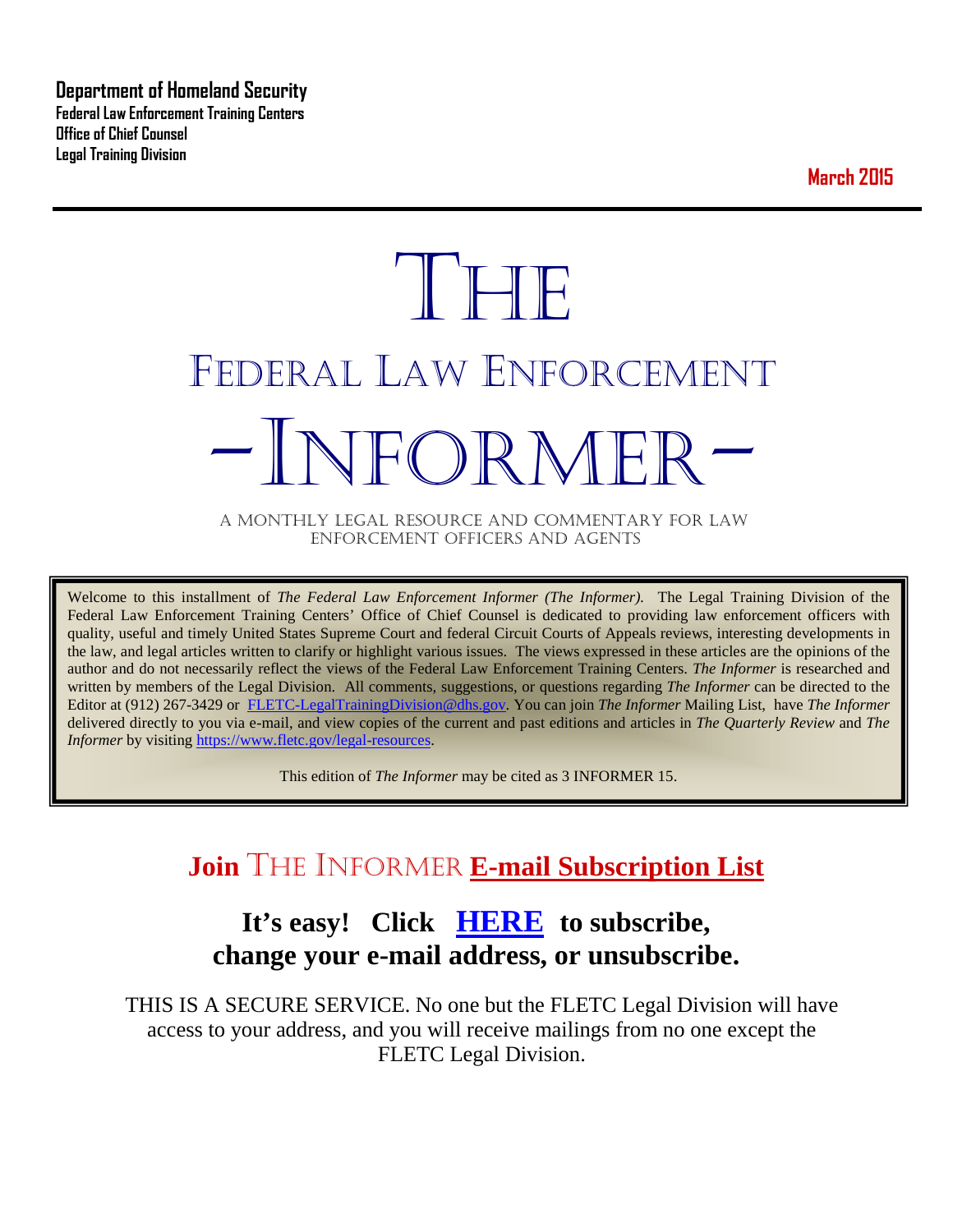**Department of Homeland Security**
**Federal Law Enforcement Training Centers**
**Office of Chief Counsel**
**Legal Training Division**

**March 2015**

# THE
# FEDERAL LAW ENFORCEMENT
# -INFORMER-

A MONTHLY LEGAL RESOURCE AND COMMENTARY FOR LAW ENFORCEMENT OFFICERS AND AGENTS

Welcome to this installment of *The Federal Law Enforcement Informer (The Informer).* The Legal Training Division of the Federal Law Enforcement Training Centers' Office of Chief Counsel is dedicated to providing law enforcement officers with quality, useful and timely United States Supreme Court and federal Circuit Courts of Appeals reviews, interesting developments in the law, and legal articles written to clarify or highlight various issues. The views expressed in these articles are the opinions of the author and do not necessarily reflect the views of the Federal Law Enforcement Training Centers. *The Informer* is researched and written by members of the Legal Division. All comments, suggestions, or questions regarding *The Informer* can be directed to the Editor at (912) 267-3429 or FLETC-LegalTrainingDivision@dhs.gov. You can join *The Informer* Mailing List, have *The Informer* delivered directly to you via e-mail, and view copies of the current and past editions and articles in *The Quarterly Review* and *The Informer* by visiting https://www.fletc.gov/legal-resources.

This edition of *The Informer* may be cited as 3 INFORMER 15.

## Join THE INFORMER E-mail Subscription List

## It's easy! Click HERE to subscribe, change your e-mail address, or unsubscribe.

THIS IS A SECURE SERVICE. No one but the FLETC Legal Division will have access to your address, and you will receive mailings from no one except the FLETC Legal Division.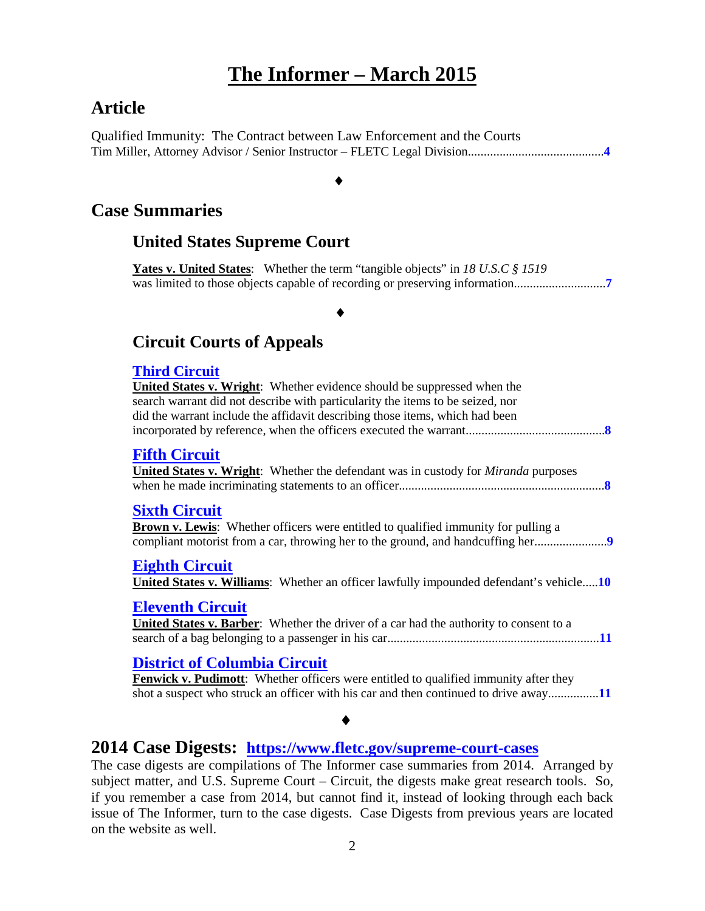# The Informer – March 2015

## Article

Qualified Immunity: The Contract between Law Enforcement and the Courts
Tim Miller, Attorney Advisor / Senior Instructor – FLETC Legal Division..........................................**4**

♦

## Case Summaries

### United States Supreme Court

**Yates v. United States**: Whether the term "tangible objects" in *18 U.S.C § 1519* was limited to those objects capable of recording or preserving information............................**7**

♦

### Circuit Courts of Appeals

**Third Circuit**

**United States v. Wright**: Whether evidence should be suppressed when the search warrant did not describe with particularity the items to be seized, nor did the warrant include the affidavit describing those items, which had been incorporated by reference, when the officers executed the warrant...........................................**8**

**Fifth Circuit**

**United States v. Wright**: Whether the defendant was in custody for *Miranda* purposes when he made incriminating statements to an officer................................................................**8**

**Sixth Circuit**

**Brown v. Lewis**: Whether officers were entitled to qualified immunity for pulling a compliant motorist from a car, throwing her to the ground, and handcuffing her......................**9**

**Eighth Circuit**

**United States v. Williams**: Whether an officer lawfully impounded defendant's vehicle.....**10**

**Eleventh Circuit**

**United States v. Barber**: Whether the driver of a car had the authority to consent to a search of a bag belonging to a passenger in his car..................................................................**11**

**District of Columbia Circuit**

**Fenwick v. Pudimott**: Whether officers were entitled to qualified immunity after they shot a suspect who struck an officer with his car and then continued to drive away...............**11**

♦

## 2014 Case Digests: https://www.fletc.gov/supreme-court-cases

The case digests are compilations of The Informer case summaries from 2014. Arranged by subject matter, and U.S. Supreme Court – Circuit, the digests make great research tools. So, if you remember a case from 2014, but cannot find it, instead of looking through each back issue of The Informer, turn to the case digests. Case Digests from previous years are located on the website as well.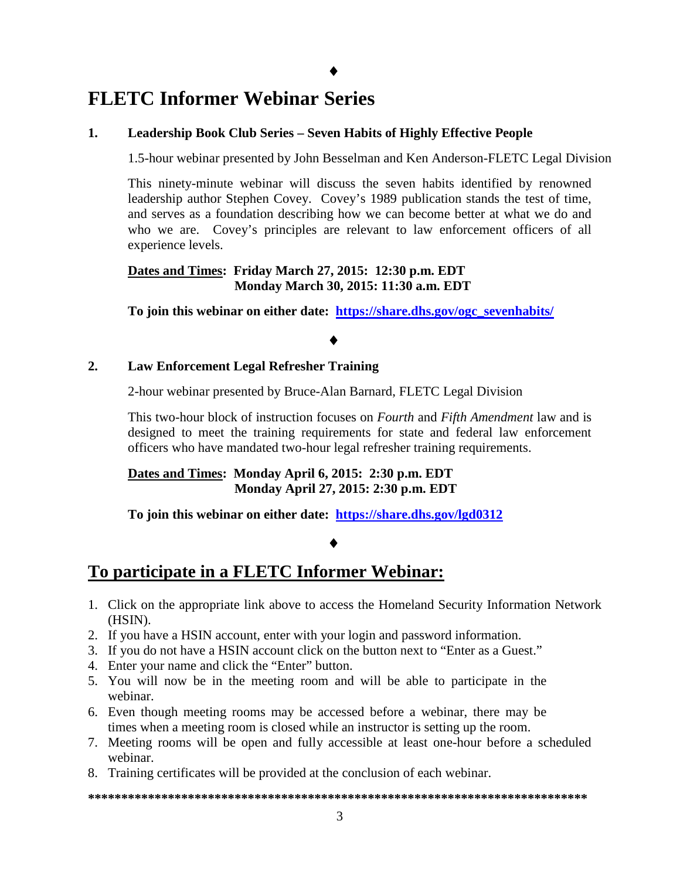♦

# FLETC Informer Webinar Series

### 1. Leadership Book Club Series – Seven Habits of Highly Effective People

1.5-hour webinar presented by John Besselman and Ken Anderson-FLETC Legal Division

This ninety-minute webinar will discuss the seven habits identified by renowned leadership author Stephen Covey. Covey's 1989 publication stands the test of time, and serves as a foundation describing how we can become better at what we do and who we are. Covey's principles are relevant to law enforcement officers of all experience levels.

**<u>Dates and Times</u>: Friday March 27, 2015: 12:30 p.m. EDT**
**Monday March 30, 2015: 11:30 a.m. EDT**

**To join this webinar on either date: [https://share.dhs.gov/ogc_sevenhabits/](https://share.dhs.gov/ogc_sevenhabits/)**

♦

### 2. Law Enforcement Legal Refresher Training

2-hour webinar presented by Bruce-Alan Barnard, FLETC Legal Division

This two-hour block of instruction focuses on *Fourth* and *Fifth Amendment* law and is designed to meet the training requirements for state and federal law enforcement officers who have mandated two-hour legal refresher training requirements.

**<u>Dates and Times</u>: Monday April 6, 2015: 2:30 p.m. EDT**
**Monday April 27, 2015: 2:30 p.m. EDT**

**To join this webinar on either date: [https://share.dhs.gov/lgd0312](https://share.dhs.gov/lgd0312)**

♦

# <u>To participate in a FLETC Informer Webinar:</u>

1. Click on the appropriate link above to access the Homeland Security Information Network (HSIN).
2. If you have a HSIN account, enter with your login and password information.
3. If you do not have a HSIN account click on the button next to "Enter as a Guest."
4. Enter your name and click the "Enter" button.
5. You will now be in the meeting room and will be able to participate in the webinar.
6. Even though meeting rooms may be accessed before a webinar, there may be times when a meeting room is closed while an instructor is setting up the room.
7. Meeting rooms will be open and fully accessible at least one-hour before a scheduled webinar.
8. Training certificates will be provided at the conclusion of each webinar.

**\*\*\*\*\*\*\*\*\*\*\*\*\*\*\*\*\*\*\*\*\*\*\*\*\*\*\*\*\*\*\*\*\*\*\*\*\*\*\*\*\*\*\*\*\*\*\*\*\*\*\*\*\*\*\*\*\*\*\*\*\*\*\*\*\*\*\*\*\*\*\*\*\*\*\*\***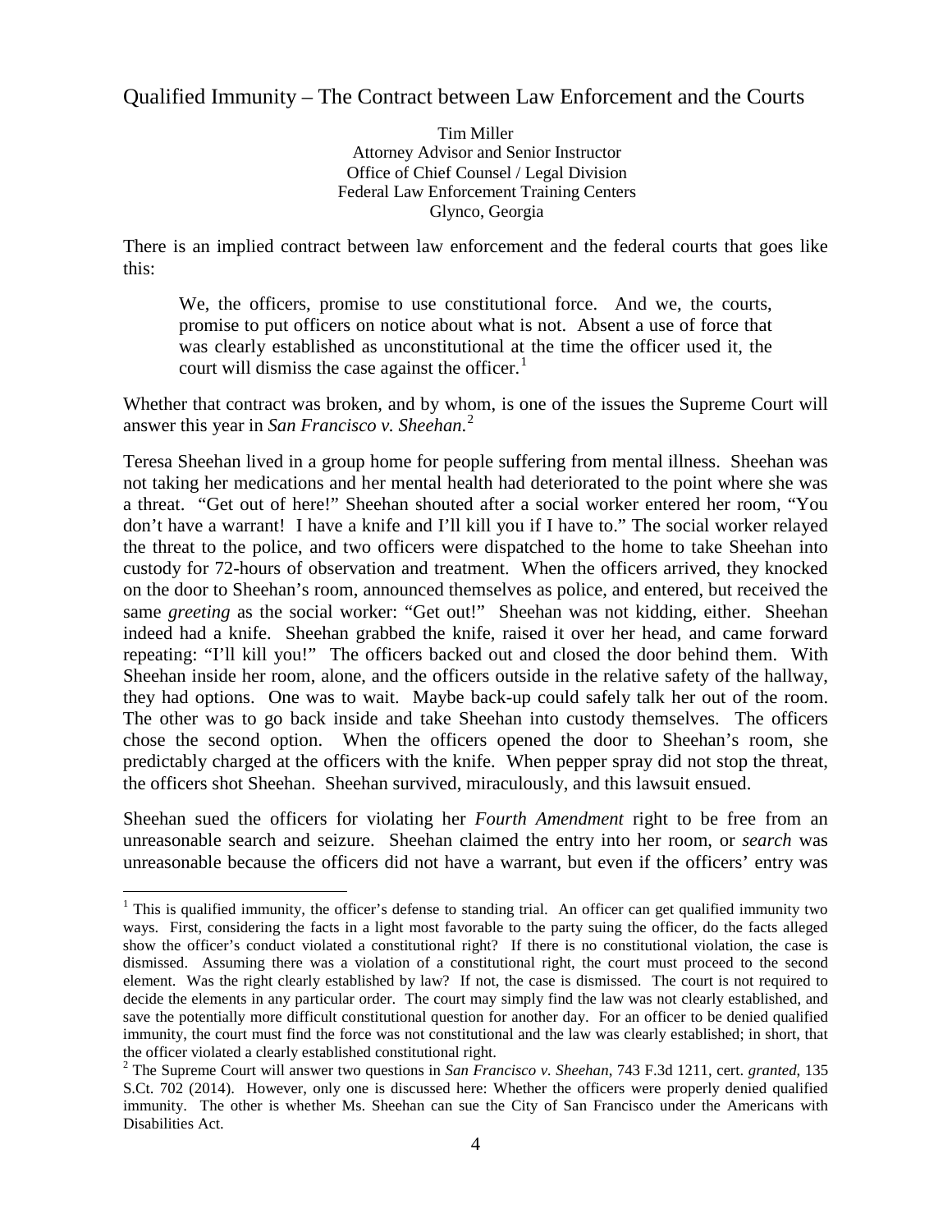## Qualified Immunity – The Contract between Law Enforcement and the Courts

Tim Miller
Attorney Advisor and Senior Instructor
Office of Chief Counsel / Legal Division
Federal Law Enforcement Training Centers
Glynco, Georgia

There is an implied contract between law enforcement and the federal courts that goes like this:

> We, the officers, promise to use constitutional force. And we, the courts, promise to put officers on notice about what is not. Absent a use of force that was clearly established as unconstitutional at the time the officer used it, the court will dismiss the case against the officer.[1]

Whether that contract was broken, and by whom, is one of the issues the Supreme Court will answer this year in *San Francisco v. Sheehan*.[2]

Teresa Sheehan lived in a group home for people suffering from mental illness. Sheehan was not taking her medications and her mental health had deteriorated to the point where she was a threat. "Get out of here!" Sheehan shouted after a social worker entered her room, "You don't have a warrant! I have a knife and I'll kill you if I have to." The social worker relayed the threat to the police, and two officers were dispatched to the home to take Sheehan into custody for 72-hours of observation and treatment. When the officers arrived, they knocked on the door to Sheehan's room, announced themselves as police, and entered, but received the same *greeting* as the social worker: "Get out!" Sheehan was not kidding, either. Sheehan indeed had a knife. Sheehan grabbed the knife, raised it over her head, and came forward repeating: "I'll kill you!" The officers backed out and closed the door behind them. With Sheehan inside her room, alone, and the officers outside in the relative safety of the hallway, they had options. One was to wait. Maybe back-up could safely talk her out of the room. The other was to go back inside and take Sheehan into custody themselves. The officers chose the second option. When the officers opened the door to Sheehan's room, she predictably charged at the officers with the knife. When pepper spray did not stop the threat, the officers shot Sheehan. Sheehan survived, miraculously, and this lawsuit ensued.

Sheehan sued the officers for violating her *Fourth Amendment* right to be free from an unreasonable search and seizure. Sheehan claimed the entry into her room, or *search* was unreasonable because the officers did not have a warrant, but even if the officers' entry was

---

[1] This is qualified immunity, the officer's defense to standing trial. An officer can get qualified immunity two ways. First, considering the facts in a light most favorable to the party suing the officer, do the facts alleged show the officer's conduct violated a constitutional right? If there is no constitutional violation, the case is dismissed. Assuming there was a violation of a constitutional right, the court must proceed to the second element. Was the right clearly established by law? If not, the case is dismissed. The court is not required to decide the elements in any particular order. The court may simply find the law was not clearly established, and save the potentially more difficult constitutional question for another day. For an officer to be denied qualified immunity, the court must find the force was not constitutional and the law was clearly established; in short, that the officer violated a clearly established constitutional right.

[2] The Supreme Court will answer two questions in *San Francisco v. Sheehan*, 743 F.3d 1211, cert. *granted*, 135 S.Ct. 702 (2014). However, only one is discussed here: Whether the officers were properly denied qualified immunity. The other is whether Ms. Sheehan can sue the City of San Francisco under the Americans with Disabilities Act.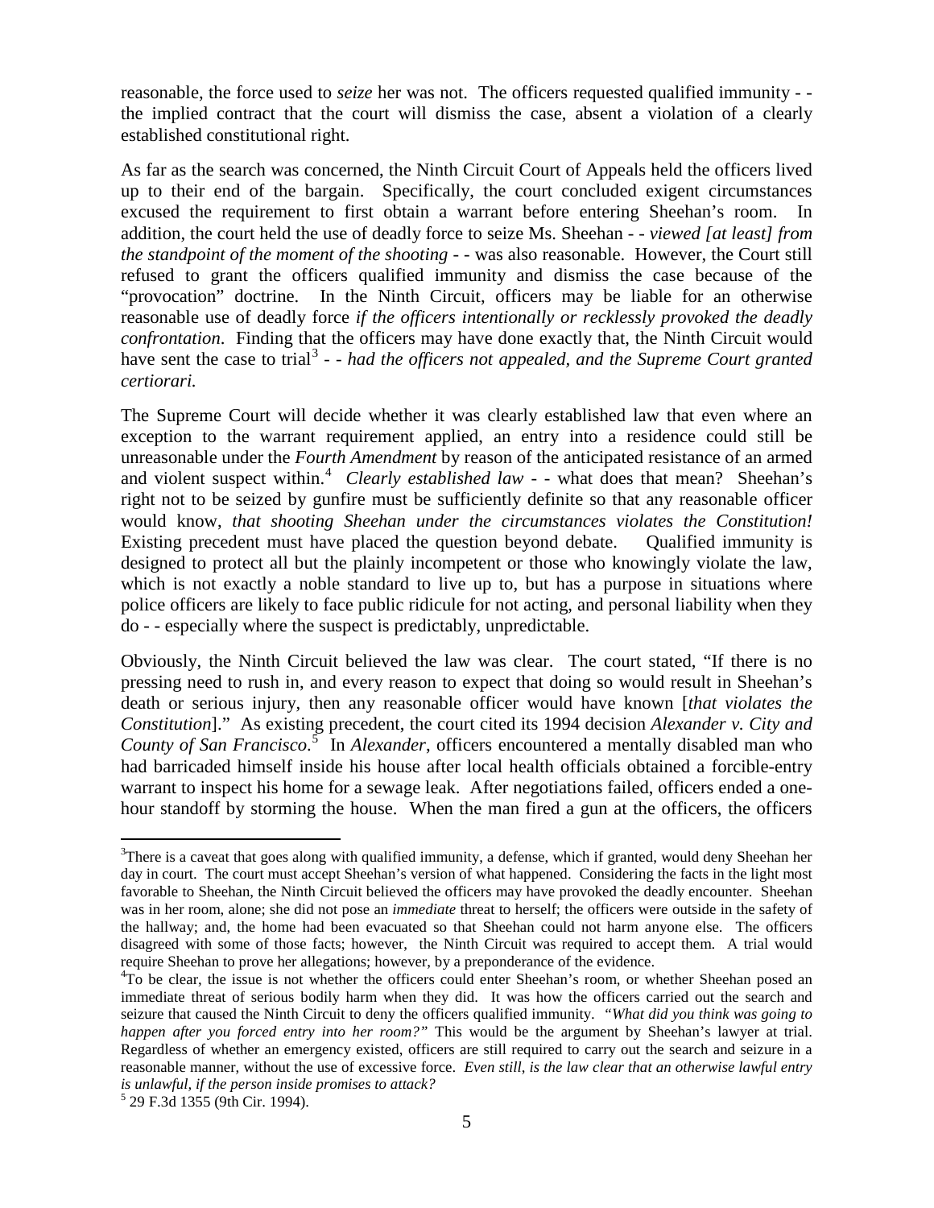reasonable, the force used to *seize* her was not. The officers requested qualified immunity - - the implied contract that the court will dismiss the case, absent a violation of a clearly established constitutional right.

As far as the search was concerned, the Ninth Circuit Court of Appeals held the officers lived up to their end of the bargain. Specifically, the court concluded exigent circumstances excused the requirement to first obtain a warrant before entering Sheehan's room. In addition, the court held the use of deadly force to seize Ms. Sheehan - - *viewed [at least] from the standpoint of the moment of the shooting* - - was also reasonable. However, the Court still refused to grant the officers qualified immunity and dismiss the case because of the "provocation" doctrine. In the Ninth Circuit, officers may be liable for an otherwise reasonable use of deadly force *if the officers intentionally or recklessly provoked the deadly confrontation*. Finding that the officers may have done exactly that, the Ninth Circuit would have sent the case to trial[3] - - *had the officers not appealed, and the Supreme Court granted certiorari.*

The Supreme Court will decide whether it was clearly established law that even where an exception to the warrant requirement applied, an entry into a residence could still be unreasonable under the *Fourth Amendment* by reason of the anticipated resistance of an armed and violent suspect within.[4] *Clearly established law* - - what does that mean? Sheehan's right not to be seized by gunfire must be sufficiently definite so that any reasonable officer would know, *that shooting Sheehan under the circumstances violates the Constitution!* Existing precedent must have placed the question beyond debate. Qualified immunity is designed to protect all but the plainly incompetent or those who knowingly violate the law, which is not exactly a noble standard to live up to, but has a purpose in situations where police officers are likely to face public ridicule for not acting, and personal liability when they do - - especially where the suspect is predictably, unpredictable.

Obviously, the Ninth Circuit believed the law was clear. The court stated, "If there is no pressing need to rush in, and every reason to expect that doing so would result in Sheehan's death or serious injury, then any reasonable officer would have known [*that violates the Constitution*]." As existing precedent, the court cited its 1994 decision *Alexander v. City and County of San Francisco*.[5] In *Alexander*, officers encountered a mentally disabled man who had barricaded himself inside his house after local health officials obtained a forcible-entry warrant to inspect his home for a sewage leak. After negotiations failed, officers ended a one-hour standoff by storming the house. When the man fired a gun at the officers, the officers

---

[3]There is a caveat that goes along with qualified immunity, a defense, which if granted, would deny Sheehan her day in court. The court must accept Sheehan's version of what happened. Considering the facts in the light most favorable to Sheehan, the Ninth Circuit believed the officers may have provoked the deadly encounter. Sheehan was in her room, alone; she did not pose an *immediate* threat to herself; the officers were outside in the safety of the hallway; and, the home had been evacuated so that Sheehan could not harm anyone else. The officers disagreed with some of those facts; however, the Ninth Circuit was required to accept them. A trial would require Sheehan to prove her allegations; however, by a preponderance of the evidence.

[4]To be clear, the issue is not whether the officers could enter Sheehan's room, or whether Sheehan posed an immediate threat of serious bodily harm when they did. It was how the officers carried out the search and seizure that caused the Ninth Circuit to deny the officers qualified immunity. *"What did you think was going to happen after you forced entry into her room?"* This would be the argument by Sheehan's lawyer at trial. Regardless of whether an emergency existed, officers are still required to carry out the search and seizure in a reasonable manner, without the use of excessive force. *Even still, is the law clear that an otherwise lawful entry is unlawful, if the person inside promises to attack?*

[5] 29 F.3d 1355 (9th Cir. 1994).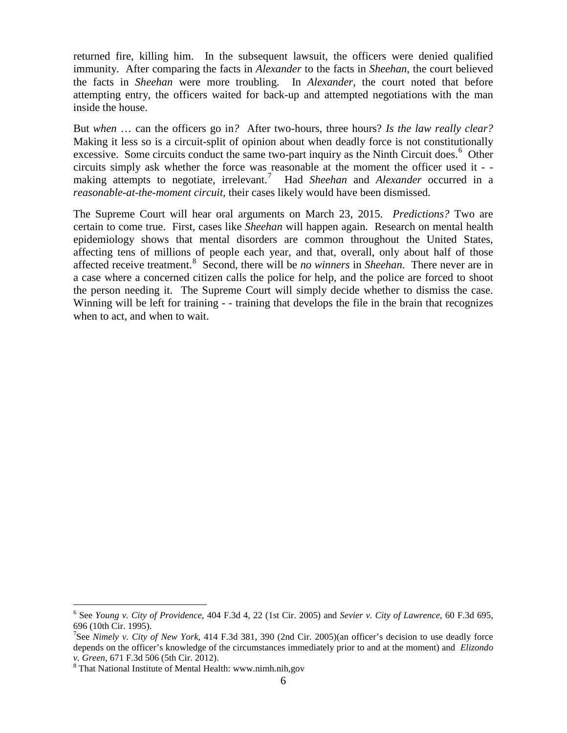returned fire, killing him. In the subsequent lawsuit, the officers were denied qualified immunity. After comparing the facts in *Alexander* to the facts in *Sheehan*, the court believed the facts in *Sheehan* were more troubling. In *Alexander*, the court noted that before attempting entry, the officers waited for back-up and attempted negotiations with the man inside the house.

But *when* … can the officers go in*?* After two-hours, three hours? *Is the law really clear?* Making it less so is a circuit-split of opinion about when deadly force is not constitutionally excessive. Some circuits conduct the same two-part inquiry as the Ninth Circuit does.[6] Other circuits simply ask whether the force was reasonable at the moment the officer used it - - making attempts to negotiate, irrelevant.[7] Had *Sheehan* and *Alexander* occurred in a *reasonable-at-the-moment circuit*, their cases likely would have been dismissed.

The Supreme Court will hear oral arguments on March 23, 2015. *Predictions?* Two are certain to come true. First, cases like *Sheehan* will happen again. Research on mental health epidemiology shows that mental disorders are common throughout the United States, affecting tens of millions of people each year, and that, overall, only about half of those affected receive treatment.[8] Second, there will be ***no winners*** in *Sheehan*. There never are in a case where a concerned citizen calls the police for help, and the police are forced to shoot the person needing it. The Supreme Court will simply decide whether to dismiss the case. Winning will be left for training - - training that develops the file in the brain that recognizes when to act, and when to wait.

---

[6] See *Young v. City of Providence*, 404 F.3d 4, 22 (1st Cir. 2005) and *Sevier v. City of Lawrence*, 60 F.3d 695, 696 (10th Cir. 1995).

[7] See *Nimely v. City of New York*, 414 F.3d 381, 390 (2nd Cir. 2005)(an officer's decision to use deadly force depends on the officer's knowledge of the circumstances immediately prior to and at the moment) and *Elizondo v. Green*, 671 F.3d 506 (5th Cir. 2012).

[8] That National Institute of Mental Health: www.nimh.nih,gov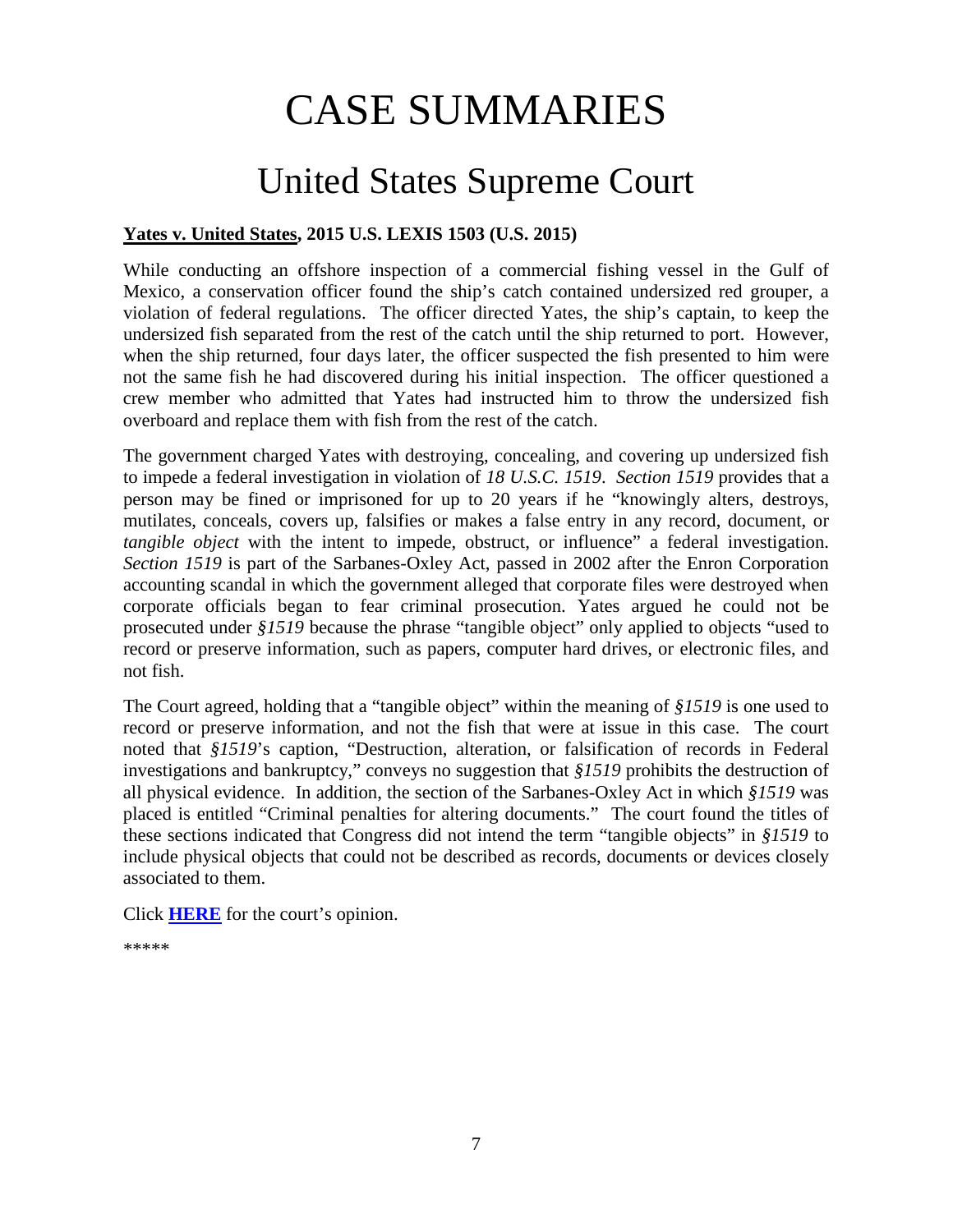# CASE SUMMARIES

## United States Supreme Court

**Yates v. United States, 2015 U.S. LEXIS 1503 (U.S. 2015)**

While conducting an offshore inspection of a commercial fishing vessel in the Gulf of Mexico, a conservation officer found the ship's catch contained undersized red grouper, a violation of federal regulations. The officer directed Yates, the ship's captain, to keep the undersized fish separated from the rest of the catch until the ship returned to port. However, when the ship returned, four days later, the officer suspected the fish presented to him were not the same fish he had discovered during his initial inspection. The officer questioned a crew member who admitted that Yates had instructed him to throw the undersized fish overboard and replace them with fish from the rest of the catch.

The government charged Yates with destroying, concealing, and covering up undersized fish to impede a federal investigation in violation of *18 U.S.C. 1519*. *Section 1519* provides that a person may be fined or imprisoned for up to 20 years if he "knowingly alters, destroys, mutilates, conceals, covers up, falsifies or makes a false entry in any record, document, or *tangible object* with the intent to impede, obstruct, or influence" a federal investigation. *Section 1519* is part of the Sarbanes-Oxley Act, passed in 2002 after the Enron Corporation accounting scandal in which the government alleged that corporate files were destroyed when corporate officials began to fear criminal prosecution. Yates argued he could not be prosecuted under *§1519* because the phrase "tangible object" only applied to objects "used to record or preserve information, such as papers, computer hard drives, or electronic files, and not fish.

The Court agreed, holding that a "tangible object" within the meaning of *§1519* is one used to record or preserve information, and not the fish that were at issue in this case. The court noted that *§1519*'s caption, "Destruction, alteration, or falsification of records in Federal investigations and bankruptcy," conveys no suggestion that *§1519* prohibits the destruction of all physical evidence. In addition, the section of the Sarbanes-Oxley Act in which *§1519* was placed is entitled "Criminal penalties for altering documents." The court found the titles of these sections indicated that Congress did not intend the term "tangible objects" in *§1519* to include physical objects that could not be described as records, documents or devices closely associated to them.

Click **HERE** for the court's opinion.

*****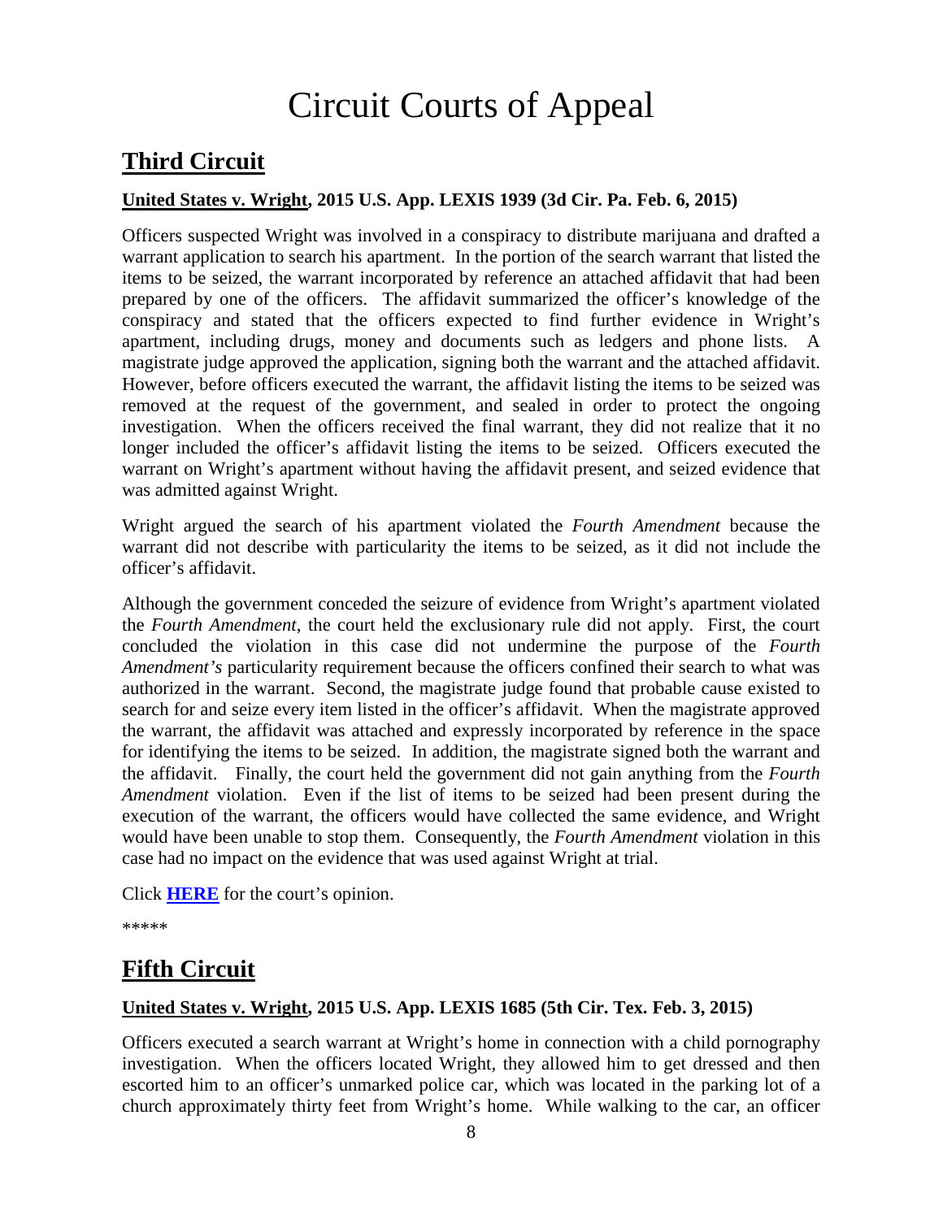# Circuit Courts of Appeal

## Third Circuit

**United States v. Wright, 2015 U.S. App. LEXIS 1939 (3d Cir. Pa. Feb. 6, 2015)**

Officers suspected Wright was involved in a conspiracy to distribute marijuana and drafted a warrant application to search his apartment. In the portion of the search warrant that listed the items to be seized, the warrant incorporated by reference an attached affidavit that had been prepared by one of the officers. The affidavit summarized the officer's knowledge of the conspiracy and stated that the officers expected to find further evidence in Wright's apartment, including drugs, money and documents such as ledgers and phone lists. A magistrate judge approved the application, signing both the warrant and the attached affidavit. However, before officers executed the warrant, the affidavit listing the items to be seized was removed at the request of the government, and sealed in order to protect the ongoing investigation. When the officers received the final warrant, they did not realize that it no longer included the officer's affidavit listing the items to be seized. Officers executed the warrant on Wright's apartment without having the affidavit present, and seized evidence that was admitted against Wright.

Wright argued the search of his apartment violated the *Fourth Amendment* because the warrant did not describe with particularity the items to be seized, as it did not include the officer's affidavit.

Although the government conceded the seizure of evidence from Wright's apartment violated the *Fourth Amendment*, the court held the exclusionary rule did not apply. First, the court concluded the violation in this case did not undermine the purpose of the *Fourth Amendment's* particularity requirement because the officers confined their search to what was authorized in the warrant. Second, the magistrate judge found that probable cause existed to search for and seize every item listed in the officer's affidavit. When the magistrate approved the warrant, the affidavit was attached and expressly incorporated by reference in the space for identifying the items to be seized. In addition, the magistrate signed both the warrant and the affidavit. Finally, the court held the government did not gain anything from the *Fourth Amendment* violation. Even if the list of items to be seized had been present during the execution of the warrant, the officers would have collected the same evidence, and Wright would have been unable to stop them. Consequently, the *Fourth Amendment* violation in this case had no impact on the evidence that was used against Wright at trial.

Click **HERE** for the court's opinion.

*****

## Fifth Circuit

**United States v. Wright, 2015 U.S. App. LEXIS 1685 (5th Cir. Tex. Feb. 3, 2015)**

Officers executed a search warrant at Wright's home in connection with a child pornography investigation. When the officers located Wright, they allowed him to get dressed and then escorted him to an officer's unmarked police car, which was located in the parking lot of a church approximately thirty feet from Wright's home. While walking to the car, an officer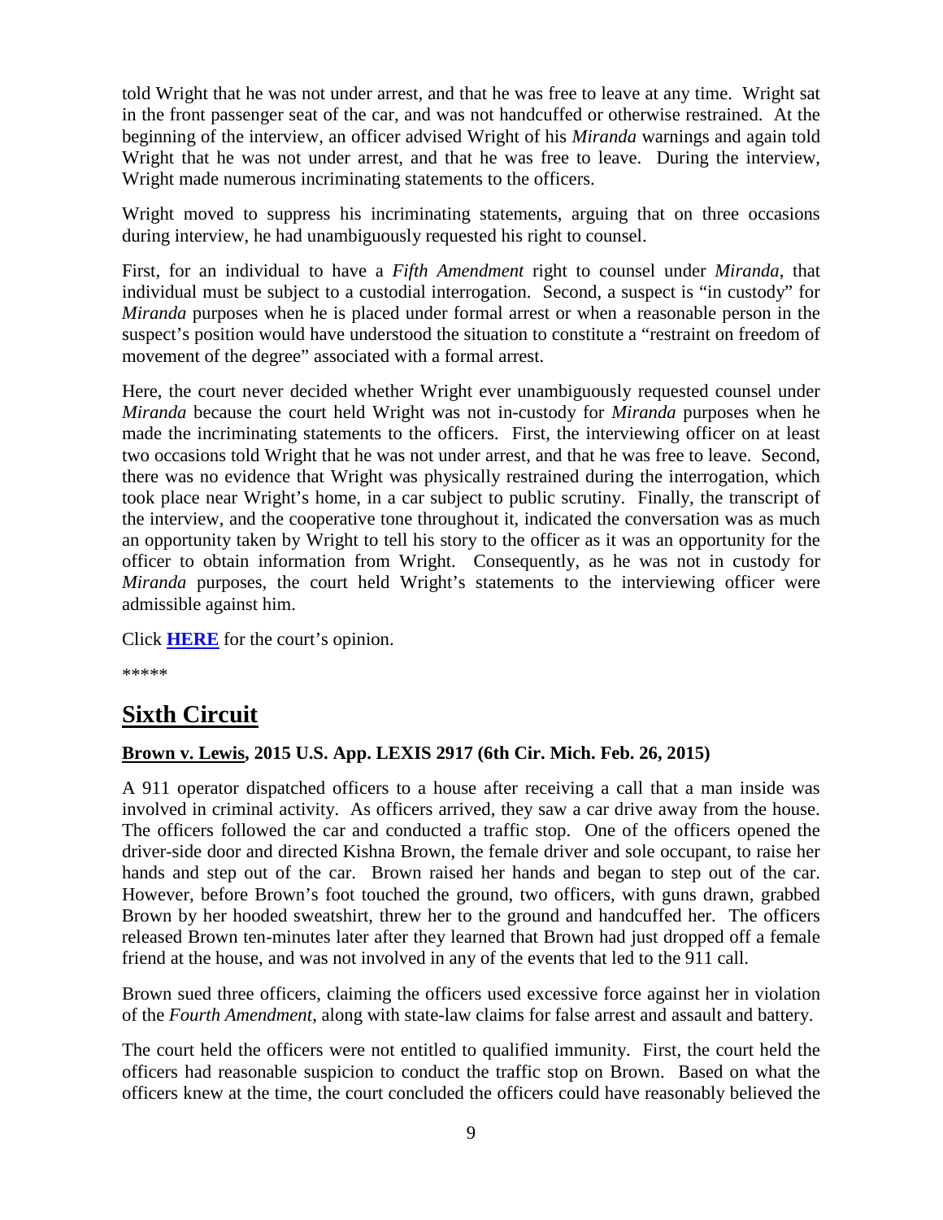told Wright that he was not under arrest, and that he was free to leave at any time. Wright sat in the front passenger seat of the car, and was not handcuffed or otherwise restrained. At the beginning of the interview, an officer advised Wright of his *Miranda* warnings and again told Wright that he was not under arrest, and that he was free to leave. During the interview, Wright made numerous incriminating statements to the officers.

Wright moved to suppress his incriminating statements, arguing that on three occasions during interview, he had unambiguously requested his right to counsel.

First, for an individual to have a *Fifth Amendment* right to counsel under *Miranda*, that individual must be subject to a custodial interrogation. Second, a suspect is "in custody" for *Miranda* purposes when he is placed under formal arrest or when a reasonable person in the suspect's position would have understood the situation to constitute a "restraint on freedom of movement of the degree" associated with a formal arrest.

Here, the court never decided whether Wright ever unambiguously requested counsel under *Miranda* because the court held Wright was not in-custody for *Miranda* purposes when he made the incriminating statements to the officers. First, the interviewing officer on at least two occasions told Wright that he was not under arrest, and that he was free to leave. Second, there was no evidence that Wright was physically restrained during the interrogation, which took place near Wright's home, in a car subject to public scrutiny. Finally, the transcript of the interview, and the cooperative tone throughout it, indicated the conversation was as much an opportunity taken by Wright to tell his story to the officer as it was an opportunity for the officer to obtain information from Wright. Consequently, as he was not in custody for *Miranda* purposes, the court held Wright's statements to the interviewing officer were admissible against him.

Click **HERE** for the court's opinion.

*****

## Sixth Circuit

### Brown v. Lewis, 2015 U.S. App. LEXIS 2917 (6th Cir. Mich. Feb. 26, 2015)

A 911 operator dispatched officers to a house after receiving a call that a man inside was involved in criminal activity. As officers arrived, they saw a car drive away from the house. The officers followed the car and conducted a traffic stop. One of the officers opened the driver-side door and directed Kishna Brown, the female driver and sole occupant, to raise her hands and step out of the car. Brown raised her hands and began to step out of the car. However, before Brown's foot touched the ground, two officers, with guns drawn, grabbed Brown by her hooded sweatshirt, threw her to the ground and handcuffed her. The officers released Brown ten-minutes later after they learned that Brown had just dropped off a female friend at the house, and was not involved in any of the events that led to the 911 call.

Brown sued three officers, claiming the officers used excessive force against her in violation of the *Fourth Amendment*, along with state-law claims for false arrest and assault and battery.

The court held the officers were not entitled to qualified immunity. First, the court held the officers had reasonable suspicion to conduct the traffic stop on Brown. Based on what the officers knew at the time, the court concluded the officers could have reasonably believed the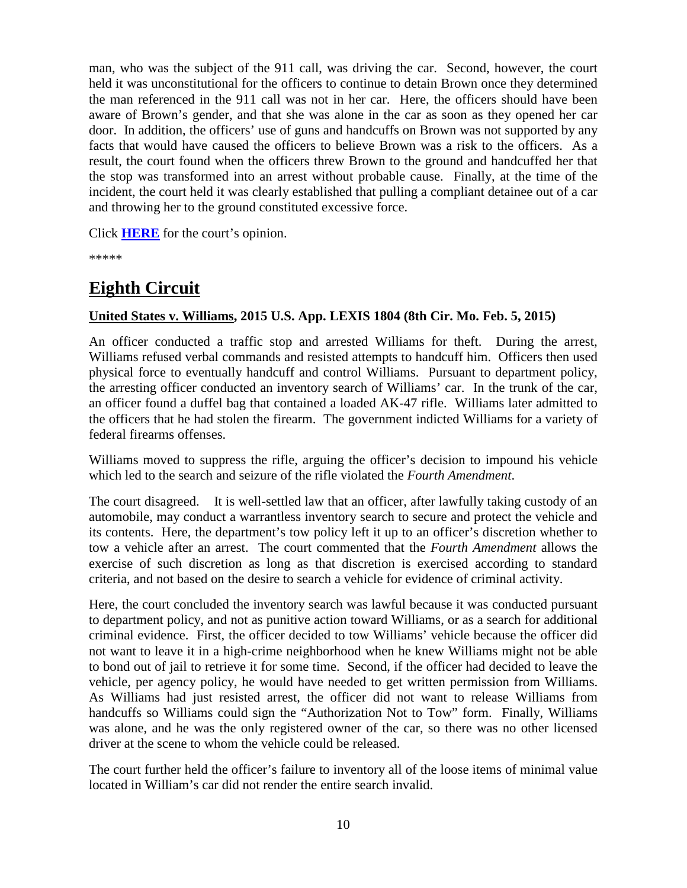man, who was the subject of the 911 call, was driving the car. Second, however, the court held it was unconstitutional for the officers to continue to detain Brown once they determined the man referenced in the 911 call was not in her car. Here, the officers should have been aware of Brown's gender, and that she was alone in the car as soon as they opened her car door. In addition, the officers' use of guns and handcuffs on Brown was not supported by any facts that would have caused the officers to believe Brown was a risk to the officers. As a result, the court found when the officers threw Brown to the ground and handcuffed her that the stop was transformed into an arrest without probable cause. Finally, at the time of the incident, the court held it was clearly established that pulling a compliant detainee out of a car and throwing her to the ground constituted excessive force.

Click **HERE** for the court's opinion.

*****

# Eighth Circuit

**United States v. Williams, 2015 U.S. App. LEXIS 1804 (8th Cir. Mo. Feb. 5, 2015)**

An officer conducted a traffic stop and arrested Williams for theft. During the arrest, Williams refused verbal commands and resisted attempts to handcuff him. Officers then used physical force to eventually handcuff and control Williams. Pursuant to department policy, the arresting officer conducted an inventory search of Williams' car. In the trunk of the car, an officer found a duffel bag that contained a loaded AK-47 rifle. Williams later admitted to the officers that he had stolen the firearm. The government indicted Williams for a variety of federal firearms offenses.

Williams moved to suppress the rifle, arguing the officer's decision to impound his vehicle which led to the search and seizure of the rifle violated the *Fourth Amendment*.

The court disagreed. It is well-settled law that an officer, after lawfully taking custody of an automobile, may conduct a warrantless inventory search to secure and protect the vehicle and its contents. Here, the department's tow policy left it up to an officer's discretion whether to tow a vehicle after an arrest. The court commented that the *Fourth Amendment* allows the exercise of such discretion as long as that discretion is exercised according to standard criteria, and not based on the desire to search a vehicle for evidence of criminal activity.

Here, the court concluded the inventory search was lawful because it was conducted pursuant to department policy, and not as punitive action toward Williams, or as a search for additional criminal evidence. First, the officer decided to tow Williams' vehicle because the officer did not want to leave it in a high-crime neighborhood when he knew Williams might not be able to bond out of jail to retrieve it for some time. Second, if the officer had decided to leave the vehicle, per agency policy, he would have needed to get written permission from Williams. As Williams had just resisted arrest, the officer did not want to release Williams from handcuffs so Williams could sign the "Authorization Not to Tow" form. Finally, Williams was alone, and he was the only registered owner of the car, so there was no other licensed driver at the scene to whom the vehicle could be released.

The court further held the officer's failure to inventory all of the loose items of minimal value located in William's car did not render the entire search invalid.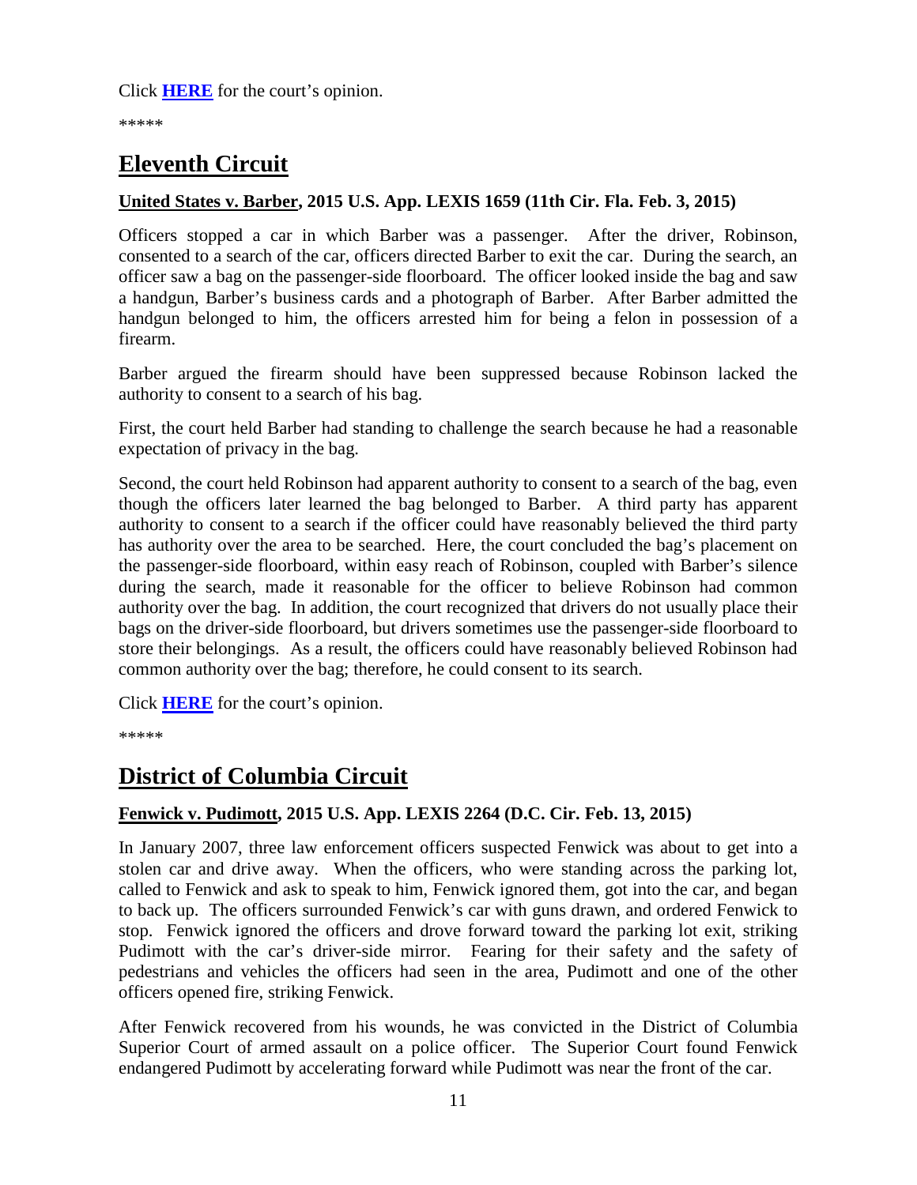Click **HERE** for the court's opinion.

*****

# Eleventh Circuit

**United States v. Barber, 2015 U.S. App. LEXIS 1659 (11th Cir. Fla. Feb. 3, 2015)**

Officers stopped a car in which Barber was a passenger. After the driver, Robinson, consented to a search of the car, officers directed Barber to exit the car. During the search, an officer saw a bag on the passenger-side floorboard. The officer looked inside the bag and saw a handgun, Barber's business cards and a photograph of Barber. After Barber admitted the handgun belonged to him, the officers arrested him for being a felon in possession of a firearm.

Barber argued the firearm should have been suppressed because Robinson lacked the authority to consent to a search of his bag.

First, the court held Barber had standing to challenge the search because he had a reasonable expectation of privacy in the bag.

Second, the court held Robinson had apparent authority to consent to a search of the bag, even though the officers later learned the bag belonged to Barber. A third party has apparent authority to consent to a search if the officer could have reasonably believed the third party has authority over the area to be searched. Here, the court concluded the bag's placement on the passenger-side floorboard, within easy reach of Robinson, coupled with Barber's silence during the search, made it reasonable for the officer to believe Robinson had common authority over the bag. In addition, the court recognized that drivers do not usually place their bags on the driver-side floorboard, but drivers sometimes use the passenger-side floorboard to store their belongings. As a result, the officers could have reasonably believed Robinson had common authority over the bag; therefore, he could consent to its search.

Click **HERE** for the court's opinion.

*****

# District of Columbia Circuit

**Fenwick v. Pudimott, 2015 U.S. App. LEXIS 2264 (D.C. Cir. Feb. 13, 2015)**

In January 2007, three law enforcement officers suspected Fenwick was about to get into a stolen car and drive away. When the officers, who were standing across the parking lot, called to Fenwick and ask to speak to him, Fenwick ignored them, got into the car, and began to back up. The officers surrounded Fenwick's car with guns drawn, and ordered Fenwick to stop. Fenwick ignored the officers and drove forward toward the parking lot exit, striking Pudimott with the car's driver-side mirror. Fearing for their safety and the safety of pedestrians and vehicles the officers had seen in the area, Pudimott and one of the other officers opened fire, striking Fenwick.

After Fenwick recovered from his wounds, he was convicted in the District of Columbia Superior Court of armed assault on a police officer. The Superior Court found Fenwick endangered Pudimott by accelerating forward while Pudimott was near the front of the car.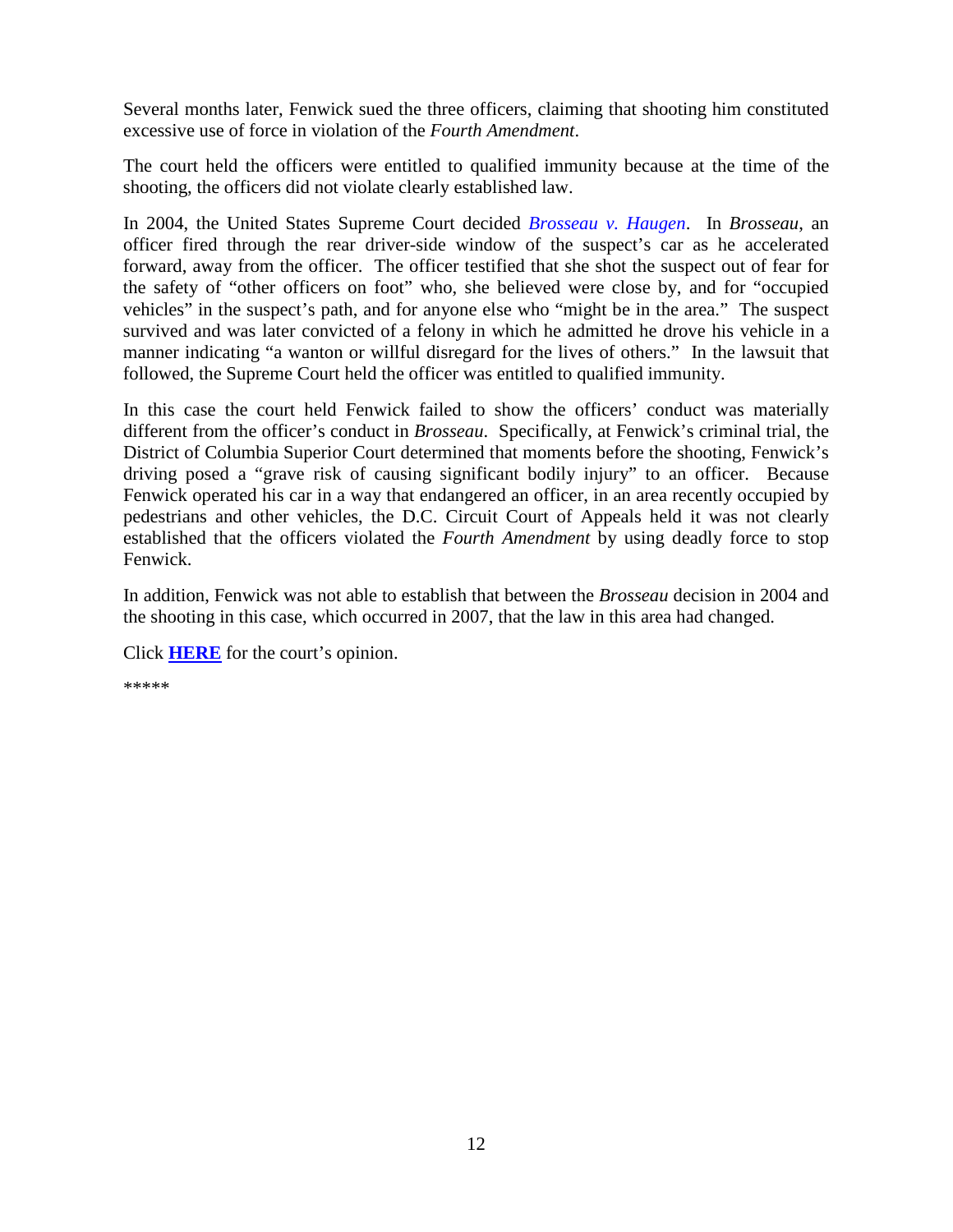Several months later, Fenwick sued the three officers, claiming that shooting him constituted excessive use of force in violation of the *Fourth Amendment*.

The court held the officers were entitled to qualified immunity because at the time of the shooting, the officers did not violate clearly established law.

In 2004, the United States Supreme Court decided *Brosseau v. Haugen*. In *Brosseau*, an officer fired through the rear driver-side window of the suspect's car as he accelerated forward, away from the officer. The officer testified that she shot the suspect out of fear for the safety of "other officers on foot" who, she believed were close by, and for "occupied vehicles" in the suspect's path, and for anyone else who "might be in the area." The suspect survived and was later convicted of a felony in which he admitted he drove his vehicle in a manner indicating "a wanton or willful disregard for the lives of others." In the lawsuit that followed, the Supreme Court held the officer was entitled to qualified immunity.

In this case the court held Fenwick failed to show the officers' conduct was materially different from the officer's conduct in *Brosseau*. Specifically, at Fenwick's criminal trial, the District of Columbia Superior Court determined that moments before the shooting, Fenwick's driving posed a "grave risk of causing significant bodily injury" to an officer. Because Fenwick operated his car in a way that endangered an officer, in an area recently occupied by pedestrians and other vehicles, the D.C. Circuit Court of Appeals held it was not clearly established that the officers violated the *Fourth Amendment* by using deadly force to stop Fenwick.

In addition, Fenwick was not able to establish that between the *Brosseau* decision in 2004 and the shooting in this case, which occurred in 2007, that the law in this area had changed.

Click **HERE** for the court's opinion.

*****